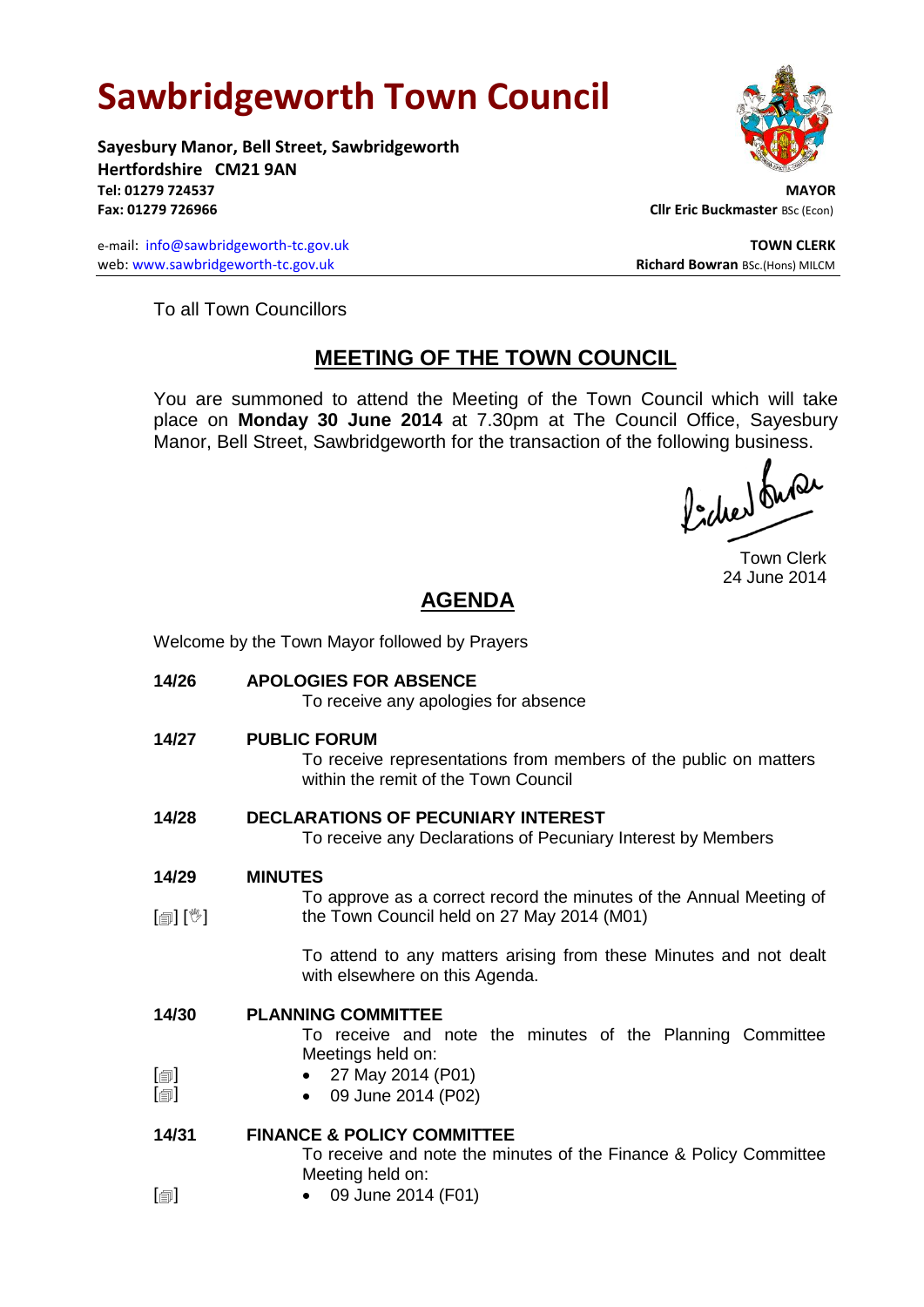# Sawbridgeworth Town Council

**Sayesbury Manor, Bell Street, Sawbridgeworth**
**Hertfordshire CM21 9AN**
**Tel: 01279 724537**
**Fax: 01279 726966**

**MAYOR**
**Cllr Eric Buckmaster** BSc (Econ)

e-mail: info@sawbridgeworth-tc.gov.uk
web: www.sawbridgeworth-tc.gov.uk

**TOWN CLERK**
**Richard Bowran** BSc.(Hons) MILCM

To all Town Councillors

## MEETING OF THE TOWN COUNCIL

You are summoned to attend the Meeting of the Town Council which will take place on **Monday 30 June 2014** at 7.30pm at The Council Office, Sayesbury Manor, Bell Street, Sawbridgeworth for the transaction of the following business.

Town Clerk
24 June 2014

## AGENDA

Welcome by the Town Mayor followed by Prayers

**14/26 APOLOGIES FOR ABSENCE**
To receive any apologies for absence

**14/27 PUBLIC FORUM**
To receive representations from members of the public on matters within the remit of the Town Council

**14/28 DECLARATIONS OF PECUNIARY INTEREST**
To receive any Declarations of Pecuniary Interest by Members

**14/29 MINUTES**

[] [] To approve as a correct record the minutes of the Annual Meeting of the Town Council held on 27 May 2014 (M01)

To attend to any matters arising from these Minutes and not dealt with elsewhere on this Agenda.

**14/30 PLANNING COMMITTEE**
To receive and note the minutes of the Planning Committee Meetings held on:

[] • 27 May 2014 (P01)
[] • 09 June 2014 (P02)

**14/31 FINANCE & POLICY COMMITTEE**
To receive and note the minutes of the Finance & Policy Committee Meeting held on:

[] • 09 June 2014 (F01)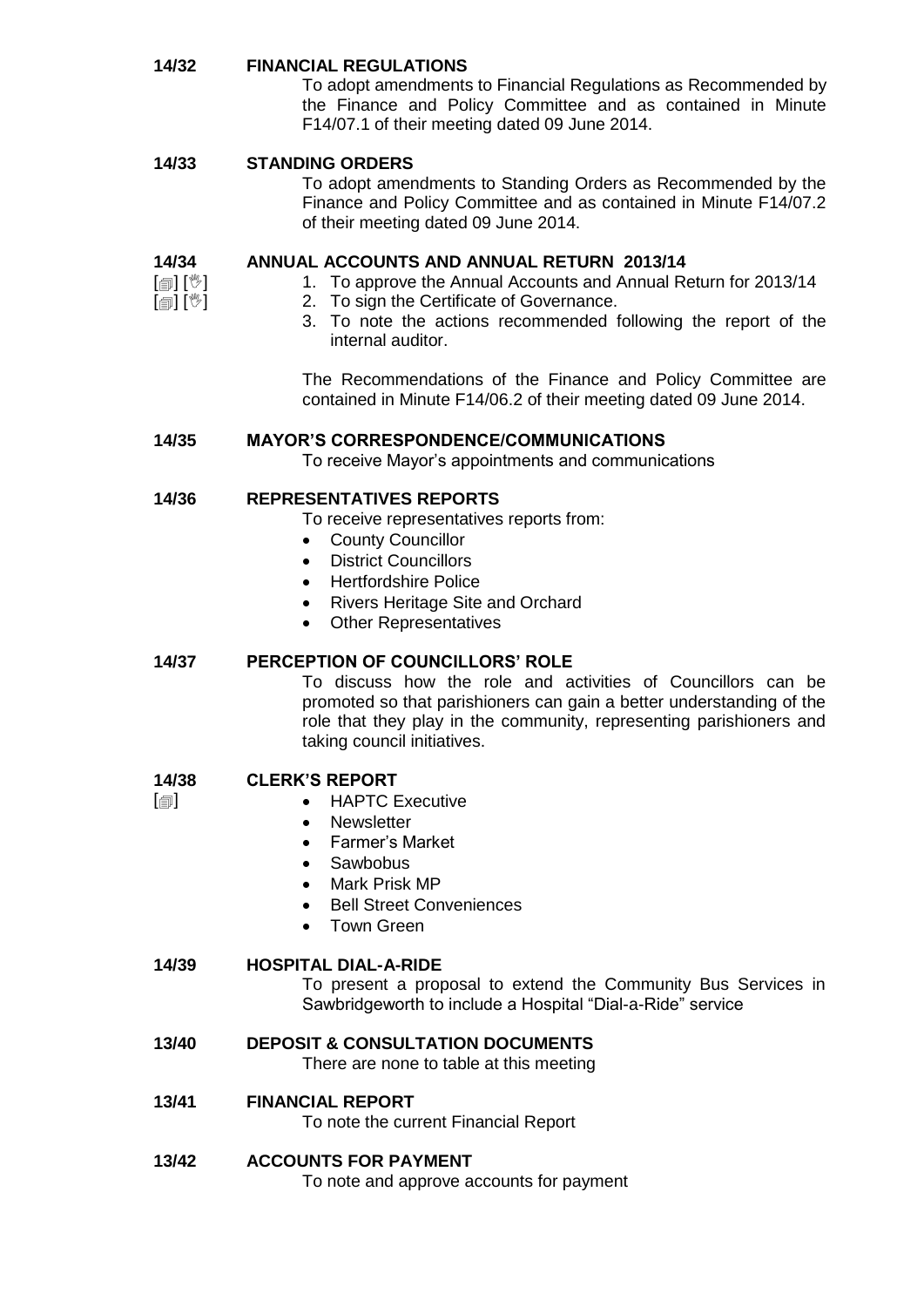**14/32 FINANCIAL REGULATIONS**

To adopt amendments to Financial Regulations as Recommended by the Finance and Policy Committee and as contained in Minute F14/07.1 of their meeting dated 09 June 2014.

**14/33 STANDING ORDERS**

To adopt amendments to Standing Orders as Recommended by the Finance and Policy Committee and as contained in Minute F14/07.2 of their meeting dated 09 June 2014.

**14/34 ANNUAL ACCOUNTS AND ANNUAL RETURN 2013/14**

[▤] [✋] 1. To approve the Annual Accounts and Annual Return for 2013/14
[▤] [✋] 2. To sign the Certificate of Governance.
3. To note the actions recommended following the report of the internal auditor.

The Recommendations of the Finance and Policy Committee are contained in Minute F14/06.2 of their meeting dated 09 June 2014.

**14/35 MAYOR'S CORRESPONDENCE/COMMUNICATIONS**

To receive Mayor's appointments and communications

**14/36 REPRESENTATIVES REPORTS**

To receive representatives reports from:

- County Councillor
- District Councillors
- Hertfordshire Police
- Rivers Heritage Site and Orchard
- Other Representatives

**14/37 PERCEPTION OF COUNCILLORS' ROLE**

To discuss how the role and activities of Councillors can be promoted so that parishioners can gain a better understanding of the role that they play in the community, representing parishioners and taking council initiatives.

**14/38 CLERK'S REPORT**

[▤]

- HAPTC Executive
- Newsletter
- Farmer's Market
- Sawbobus
- Mark Prisk MP
- Bell Street Conveniences
- Town Green

**14/39 HOSPITAL DIAL-A-RIDE**

To present a proposal to extend the Community Bus Services in Sawbridgeworth to include a Hospital "Dial-a-Ride" service

**13/40 DEPOSIT & CONSULTATION DOCUMENTS**

There are none to table at this meeting

**13/41 FINANCIAL REPORT**

To note the current Financial Report

**13/42 ACCOUNTS FOR PAYMENT**

To note and approve accounts for payment